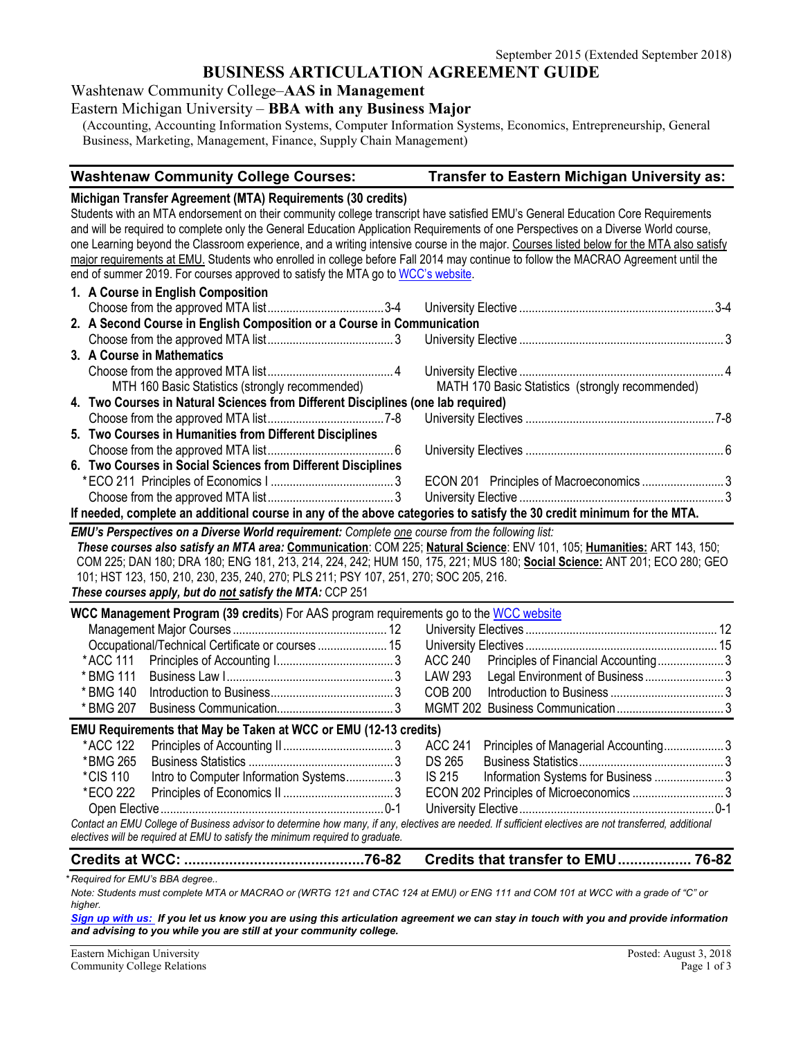September 2015 (Extended September 2018)

# BUSINESS ARTICULATION AGREEMENT GUIDE

## Washtenaw Community College–**AAS in Management**
## Eastern Michigan University – **BBA with any Business Major**

(Accounting, Accounting Information Systems, Computer Information Systems, Economics, Entrepreneurship, General Business, Marketing, Management, Finance, Supply Chain Management)

| Washtenaw Community College Courses: | | Transfer to Eastern Michigan University as: | |
|---|---|---|---|
| **Michigan Transfer Agreement (MTA) Requirements (30 credits)** | | | |

Students with an MTA endorsement on their community college transcript have satisfied EMU's General Education Core Requirements and will be required to complete only the General Education Application Requirements of one Perspectives on a Diverse World course, one Learning beyond the Classroom experience, and a writing intensive course in the major. Courses listed below for the MTA also satisfy major requirements at EMU. Students who enrolled in college before Fall 2014 may continue to follow the MACRAO Agreement until the end of summer 2019. For courses approved to satisfy the MTA go to WCC's website.

| WCC Course | Credits | EMU Equivalent | Credits |
|---|---|---|---|
| **1. A Course in English Composition** | | | |
| Choose from the approved MTA list | 3-4 | University Elective | 3-4 |
| **2. A Second Course in English Composition or a Course in Communication** | | | |
| Choose from the approved MTA list | 3 | University Elective | 3 |
| **3. A Course in Mathematics** | | | |
| Choose from the approved MTA list | 4 | University Elective | 4 |
| MTH 160 Basic Statistics (strongly recommended) | | MATH 170 Basic Statistics (strongly recommended) | |
| **4. Two Courses in Natural Sciences from Different Disciplines (one lab required)** | | | |
| Choose from the approved MTA list | 7-8 | University Electives | 7-8 |
| **5. Two Courses in Humanities from Different Disciplines** | | | |
| Choose from the approved MTA list | 6 | University Electives | 6 |
| **6. Two Courses in Social Sciences from Different Disciplines** | | | |
| *ECO 211 Principles of Economics I | 3 | ECON 201 Principles of Macroeconomics | 3 |
| Choose from the approved MTA list | 3 | University Elective | 3 |

**If needed, complete an additional course in any of the above categories to satisfy the 30 credit minimum for the MTA.**

***EMU's Perspectives on a Diverse World requirement:*** *Complete one course from the following list:*
***These courses also satisfy an MTA area: Communication***: COM 225; **Natural Science**: ENV 101, 105; **Humanities:** ART 143, 150; COM 225; DAN 180; DRA 180; ENG 181, 213, 214, 224, 242; HUM 150, 175, 221; MUS 180; **Social Science:** ANT 201; ECO 280; GEO 101; HST 123, 150, 210, 230, 235, 240, 270; PLS 211; PSY 107, 251, 270; SOC 205, 216.
***These courses apply, but do not satisfy the MTA:*** CCP 251

**WCC Management Program (39 credits)** For AAS program requirements go to the WCC website

| WCC Course | Credits | EMU Equivalent | Credits |
|---|---|---|---|
| Management Major Courses | 12 | University Electives | 12 |
| Occupational/Technical Certificate or courses | 15 | University Electives | 15 |
| *ACC 111 Principles of Accounting I | 3 | ACC 240 Principles of Financial Accounting | 3 |
| *BMG 111 Business Law I | 3 | LAW 293 Legal Environment of Business | 3 |
| *BMG 140 Introduction to Business | 3 | COB 200 Introduction to Business | 3 |
| *BMG 207 Business Communication | 3 | MGMT 202 Business Communication | 3 |

**EMU Requirements that May be Taken at WCC or EMU (12-13 credits)**

| WCC Course | Credits | EMU Equivalent | Credits |
|---|---|---|---|
| *ACC 122 Principles of Accounting II | 3 | ACC 241 Principles of Managerial Accounting | 3 |
| *BMG 265 Business Statistics | 3 | DS 265 Business Statistics | 3 |
| *CIS 110 Intro to Computer Information Systems | 3 | IS 215 Information Systems for Business | 3 |
| *ECO 222 Principles of Economics II | 3 | ECON 202 Principles of Microeconomics | 3 |
| Open Elective | 0-1 | University Elective | 0-1 |

*Contact an EMU College of Business advisor to determine how many, if any, electives are needed. If sufficient electives are not transferred, additional electives will be required at EMU to satisfy the minimum required to graduate.*

| **Credits at WCC:** | **76-82** | **Credits that transfer to EMU** | **76-82** |
|---|---|---|---|

*\*Required for EMU's BBA degree..*

*Note: Students must complete MTA or MACRAO or (WRTG 121 and CTAC 124 at EMU) or ENG 111 and COM 101 at WCC with a grade of "C" or higher.*

***Sign up with us:*** ***If you let us know you are using this articulation agreement we can stay in touch with you and provide information and advising to you while you are still at your community college.***

Eastern Michigan University
Community College Relations

Posted: August 3, 2018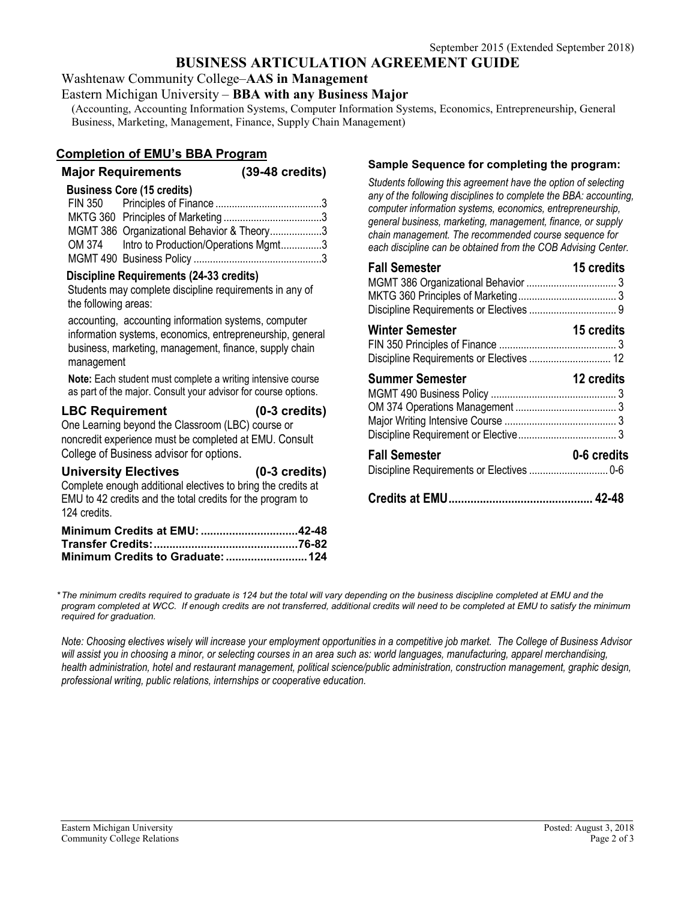September 2015 (Extended September 2018)

# BUSINESS ARTICULATION AGREEMENT GUIDE

Washtenaw Community College–**AAS in Management**

Eastern Michigan University – **BBA with any Business Major**

(Accounting, Accounting Information Systems, Computer Information Systems, Economics, Entrepreneurship, General Business, Marketing, Management, Finance, Supply Chain Management)

## Completion of EMU's BBA Program

### Major Requirements (39-48 credits)

**Business Core (15 credits)**

| Course | Title | Credits |
|---|---|---|
| FIN 350 | Principles of Finance | 3 |
| MKTG 360 | Principles of Marketing | 3 |
| MGMT 386 | Organizational Behavior & Theory | 3 |
| OM 374 | Intro to Production/Operations Mgmt | 3 |
| MGMT 490 | Business Policy | 3 |

**Discipline Requirements (24-33 credits)**

Students may complete discipline requirements in any of the following areas:

accounting, accounting information systems, computer information systems, economics, entrepreneurship, general business, marketing, management, finance, supply chain management

**Note:** Each student must complete a writing intensive course as part of the major. Consult your advisor for course options.

### LBC Requirement (0-3 credits)

One Learning beyond the Classroom (LBC) course or noncredit experience must be completed at EMU. Consult College of Business advisor for options.

### University Electives (0-3 credits)

Complete enough additional electives to bring the credits at EMU to 42 credits and the total credits for the program to 124 credits.

**Minimum Credits at EMU: 42-48**
**Transfer Credits: 76-82**
**Minimum Credits to Graduate: 124**

### Sample Sequence for completing the program:

*Students following this agreement have the option of selecting any of the following disciplines to complete the BBA: accounting, computer information systems, economics, entrepreneurship, general business, marketing, management, finance, or supply chain management. The recommended course sequence for each discipline can be obtained from the COB Advising Center.*

**Fall Semester — 15 credits**

| Course | Credits |
|---|---|
| MGMT 386 Organizational Behavior | 3 |
| MKTG 360 Principles of Marketing | 3 |
| Discipline Requirements or Electives | 9 |

**Winter Semester — 15 credits**

| Course | Credits |
|---|---|
| FIN 350 Principles of Finance | 3 |
| Discipline Requirements or Electives | 12 |

**Summer Semester — 12 credits**

| Course | Credits |
|---|---|
| MGMT 490 Business Policy | 3 |
| OM 374 Operations Management | 3 |
| Major Writing Intensive Course | 3 |
| Discipline Requirement or Elective | 3 |

**Fall Semester — 0-6 credits**

| Course | Credits |
|---|---|
| Discipline Requirements or Electives | 0-6 |

**Credits at EMU 42-48**

*\*The minimum credits required to graduate is 124 but the total will vary depending on the business discipline completed at EMU and the program completed at WCC. If enough credits are not transferred, additional credits will need to be completed at EMU to satisfy the minimum required for graduation.*

*Note: Choosing electives wisely will increase your employment opportunities in a competitive job market. The College of Business Advisor will assist you in choosing a minor, or selecting courses in an area such as: world languages, manufacturing, apparel merchandising, health administration, hotel and restaurant management, political science/public administration, construction management, graphic design, professional writing, public relations, internships or cooperative education.*

Eastern Michigan University
Community College Relations

Posted: August 3, 2018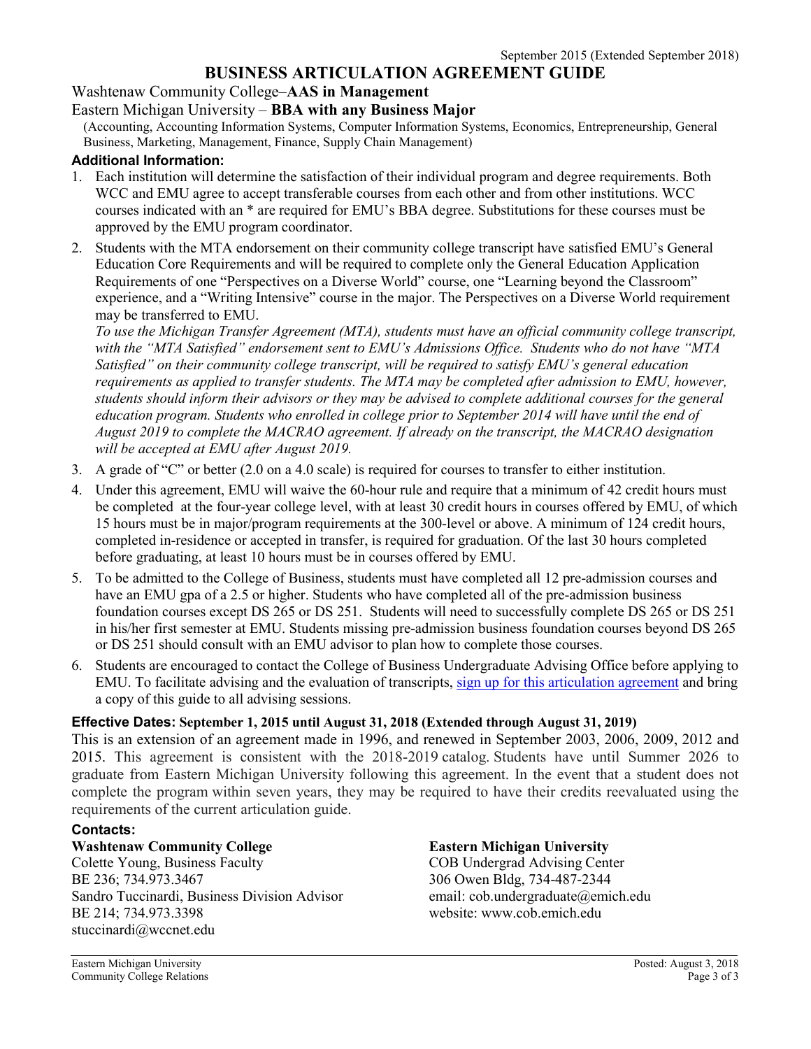September 2015 (Extended September 2018)

# BUSINESS ARTICULATION AGREEMENT GUIDE

Washtenaw Community College–**AAS in Management**

Eastern Michigan University – **BBA with any Business Major**

(Accounting, Accounting Information Systems, Computer Information Systems, Economics, Entrepreneurship, General Business, Marketing, Management, Finance, Supply Chain Management)

### Additional Information:

1. Each institution will determine the satisfaction of their individual program and degree requirements. Both WCC and EMU agree to accept transferable courses from each other and from other institutions. WCC courses indicated with an * are required for EMU's BBA degree. Substitutions for these courses must be approved by the EMU program coordinator.
2. Students with the MTA endorsement on their community college transcript have satisfied EMU's General Education Core Requirements and will be required to complete only the General Education Application Requirements of one "Perspectives on a Diverse World" course, one "Learning beyond the Classroom" experience, and a "Writing Intensive" course in the major. The Perspectives on a Diverse World requirement may be transferred to EMU.
   *To use the Michigan Transfer Agreement (MTA), students must have an official community college transcript, with the "MTA Satisfied" endorsement sent to EMU's Admissions Office. Students who do not have "MTA Satisfied" on their community college transcript, will be required to satisfy EMU's general education requirements as applied to transfer students. The MTA may be completed after admission to EMU, however, students should inform their advisors or they may be advised to complete additional courses for the general education program. Students who enrolled in college prior to September 2014 will have until the end of August 2019 to complete the MACRAO agreement. If already on the transcript, the MACRAO designation will be accepted at EMU after August 2019.*
3. A grade of "C" or better (2.0 on a 4.0 scale) is required for courses to transfer to either institution.
4. Under this agreement, EMU will waive the 60-hour rule and require that a minimum of 42 credit hours must be completed at the four-year college level, with at least 30 credit hours in courses offered by EMU, of which 15 hours must be in major/program requirements at the 300-level or above. A minimum of 124 credit hours, completed in-residence or accepted in transfer, is required for graduation. Of the last 30 hours completed before graduating, at least 10 hours must be in courses offered by EMU.
5. To be admitted to the College of Business, students must have completed all 12 pre-admission courses and have an EMU gpa of a 2.5 or higher. Students who have completed all of the pre-admission business foundation courses except DS 265 or DS 251. Students will need to successfully complete DS 265 or DS 251 in his/her first semester at EMU. Students missing pre-admission business foundation courses beyond DS 265 or DS 251 should consult with an EMU advisor to plan how to complete those courses.
6. Students are encouraged to contact the College of Business Undergraduate Advising Office before applying to EMU. To facilitate advising and the evaluation of transcripts, sign up for this articulation agreement and bring a copy of this guide to all advising sessions.

**Effective Dates: September 1, 2015 until August 31, 2018 (Extended through August 31, 2019)**

This is an extension of an agreement made in 1996, and renewed in September 2003, 2006, 2009, 2012 and 2015. This agreement is consistent with the 2018-2019 catalog. Students have until Summer 2026 to graduate from Eastern Michigan University following this agreement. In the event that a student does not complete the program within seven years, they may be required to have their credits reevaluated using the requirements of the current articulation guide.

### Contacts:

**Washtenaw Community College**
Colette Young, Business Faculty
BE 236; 734.973.3467
Sandro Tuccinardi, Business Division Advisor
BE 214; 734.973.3398
stuccinardi@wccnet.edu

**Eastern Michigan University**
COB Undergrad Advising Center
306 Owen Bldg, 734-487-2344
email: cob.undergraduate@emich.edu
website: www.cob.emich.edu

Eastern Michigan University
Community College Relations

Posted: August 3, 2018